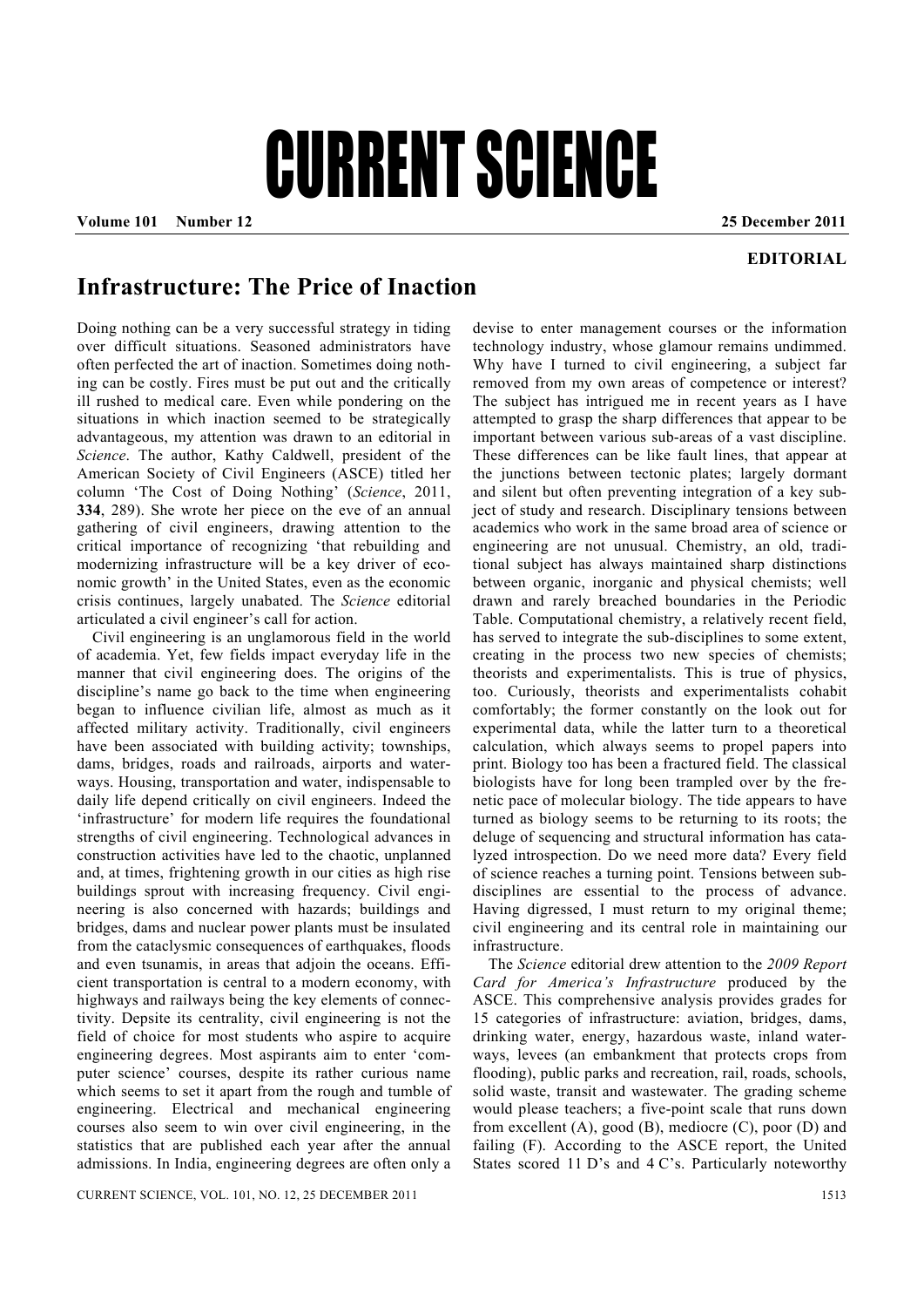# CURRENT SCIENCE

**EDITORIAL**

## Infrastructure: The Price of Inaction

Doing nothing can be a very successful strategy in tiding over difficult situations. Seasoned administrators have often perfected the art of inaction. Sometimes doing nothing can be costly. Fires must be put out and the critically ill rushed to medical care. Even while pondering on the situations in which inaction seemed to be strategically advantageous, my attention was drawn to an editorial in *Science*. The author, Kathy Caldwell, president of the American Society of Civil Engineers (ASCE) titled her column 'The Cost of Doing Nothing' (*Science*, 2011, **334**, 289). She wrote her piece on the eve of an annual gathering of civil engineers, drawing attention to the critical importance of recognizing 'that rebuilding and modernizing infrastructure will be a key driver of economic growth' in the United States, even as the economic crisis continues, largely unabated. The *Science* editorial articulated a civil engineer's call for action.

Civil engineering is an unglamorous field in the world of academia. Yet, few fields impact everyday life in the manner that civil engineering does. The origins of the discipline's name go back to the time when engineering began to influence civilian life, almost as much as it affected military activity. Traditionally, civil engineers have been associated with building activity; townships, dams, bridges, roads and railroads, airports and waterways. Housing, transportation and water, indispensable to daily life depend critically on civil engineers. Indeed the 'infrastructure' for modern life requires the foundational strengths of civil engineering. Technological advances in construction activities have led to the chaotic, unplanned and, at times, frightening growth in our cities as high rise buildings sprout with increasing frequency. Civil engineering is also concerned with hazards; buildings and bridges, dams and nuclear power plants must be insulated from the cataclysmic consequences of earthquakes, floods and even tsunamis, in areas that adjoin the oceans. Efficient transportation is central to a modern economy, with highways and railways being the key elements of connectivity. Depsite its centrality, civil engineering is not the field of choice for most students who aspire to acquire engineering degrees. Most aspirants aim to enter 'computer science' courses, despite its rather curious name which seems to set it apart from the rough and tumble of engineering. Electrical and mechanical engineering courses also seem to win over civil engineering, in the statistics that are published each year after the annual admissions. In India, engineering degrees are often only a devise to enter management courses or the information technology industry, whose glamour remains undimmed. Why have I turned to civil engineering, a subject far removed from my own areas of competence or interest? The subject has intrigued me in recent years as I have attempted to grasp the sharp differences that appear to be important between various sub-areas of a vast discipline. These differences can be like fault lines, that appear at the junctions between tectonic plates; largely dormant and silent but often preventing integration of a key subject of study and research. Disciplinary tensions between academics who work in the same broad area of science or engineering are not unusual. Chemistry, an old, traditional subject has always maintained sharp distinctions between organic, inorganic and physical chemists; well drawn and rarely breached boundaries in the Periodic Table. Computational chemistry, a relatively recent field, has served to integrate the sub-disciplines to some extent, creating in the process two new species of chemists; theorists and experimentalists. This is true of physics, too. Curiously, theorists and experimentalists cohabit comfortably; the former constantly on the look out for experimental data, while the latter turn to a theoretical calculation, which always seems to propel papers into print. Biology too has been a fractured field. The classical biologists have for long been trampled over by the frenetic pace of molecular biology. The tide appears to have turned as biology seems to be returning to its roots; the deluge of sequencing and structural information has catalyzed introspection. Do we need more data? Every field of science reaches a turning point. Tensions between sub-disciplines are essential to the process of advance. Having digressed, I must return to my original theme; civil engineering and its central role in maintaining our infrastructure.

The *Science* editorial drew attention to the *2009 Report Card for America's Infrastructure* produced by the ASCE. This comprehensive analysis provides grades for 15 categories of infrastructure: aviation, bridges, dams, drinking water, energy, hazardous waste, inland waterways, levees (an embankment that protects crops from flooding), public parks and recreation, rail, roads, schools, solid waste, transit and wastewater. The grading scheme would please teachers; a five-point scale that runs down from excellent (A), good (B), mediocre (C), poor (D) and failing (F). According to the ASCE report, the United States scored 11 D's and 4 C's. Particularly noteworthy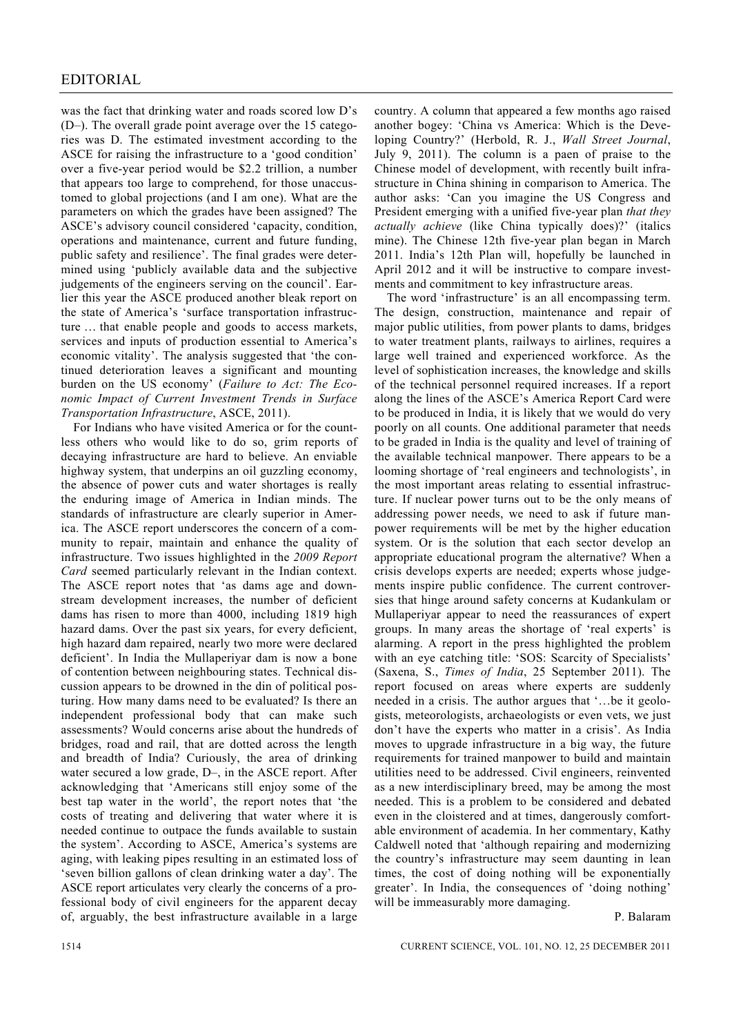was the fact that drinking water and roads scored low D's (D–). The overall grade point average over the 15 categories was D. The estimated investment according to the ASCE for raising the infrastructure to a 'good condition' over a five-year period would be $2.2 trillion, a number that appears too large to comprehend, for those unaccustomed to global projections (and I am one). What are the parameters on which the grades have been assigned? The ASCE's advisory council considered 'capacity, condition, operations and maintenance, current and future funding, public safety and resilience'. The final grades were determined using 'publicly available data and the subjective judgements of the engineers serving on the council'. Earlier this year the ASCE produced another bleak report on the state of America's 'surface transportation infrastructure … that enable people and goods to access markets, services and inputs of production essential to America's economic vitality'. The analysis suggested that 'the continued deterioration leaves a significant and mounting burden on the US economy' (*Failure to Act: The Economic Impact of Current Investment Trends in Surface Transportation Infrastructure*, ASCE, 2011).

For Indians who have visited America or for the countless others who would like to do so, grim reports of decaying infrastructure are hard to believe. An enviable highway system, that underpins an oil guzzling economy, the absence of power cuts and water shortages is really the enduring image of America in Indian minds. The standards of infrastructure are clearly superior in America. The ASCE report underscores the concern of a community to repair, maintain and enhance the quality of infrastructure. Two issues highlighted in the *2009 Report Card* seemed particularly relevant in the Indian context. The ASCE report notes that 'as dams age and downstream development increases, the number of deficient dams has risen to more than 4000, including 1819 high hazard dams. Over the past six years, for every deficient, high hazard dam repaired, nearly two more were declared deficient'. In India the Mullaperiyar dam is now a bone of contention between neighbouring states. Technical discussion appears to be drowned in the din of political posturing. How many dams need to be evaluated? Is there an independent professional body that can make such assessments? Would concerns arise about the hundreds of bridges, road and rail, that are dotted across the length and breadth of India? Curiously, the area of drinking water secured a low grade, D–, in the ASCE report. After acknowledging that 'Americans still enjoy some of the best tap water in the world', the report notes that 'the costs of treating and delivering that water where it is needed continue to outpace the funds available to sustain the system'. According to ASCE, America's systems are aging, with leaking pipes resulting in an estimated loss of 'seven billion gallons of clean drinking water a day'. The ASCE report articulates very clearly the concerns of a professional body of civil engineers for the apparent decay of, arguably, the best infrastructure available in a large country. A column that appeared a few months ago raised another bogey: 'China vs America: Which is the Developing Country?' (Herbold, R. J., *Wall Street Journal*, July 9, 2011). The column is a paen of praise to the Chinese model of development, with recently built infrastructure in China shining in comparison to America. The author asks: 'Can you imagine the US Congress and President emerging with a unified five-year plan *that they actually achieve* (like China typically does)?' (italics mine). The Chinese 12th five-year plan began in March 2011. India's 12th Plan will, hopefully be launched in April 2012 and it will be instructive to compare investments and commitment to key infrastructure areas.

The word 'infrastructure' is an all encompassing term. The design, construction, maintenance and repair of major public utilities, from power plants to dams, bridges to water treatment plants, railways to airlines, requires a large well trained and experienced workforce. As the level of sophistication increases, the knowledge and skills of the technical personnel required increases. If a report along the lines of the ASCE's America Report Card were to be produced in India, it is likely that we would do very poorly on all counts. One additional parameter that needs to be graded in India is the quality and level of training of the available technical manpower. There appears to be a looming shortage of 'real engineers and technologists', in the most important areas relating to essential infrastructure. If nuclear power turns out to be the only means of addressing power needs, we need to ask if future manpower requirements will be met by the higher education system. Or is the solution that each sector develop an appropriate educational program the alternative? When a crisis develops experts are needed; experts whose judgements inspire public confidence. The current controversies that hinge around safety concerns at Kudankulam or Mullaperiyar appear to need the reassurances of expert groups. In many areas the shortage of 'real experts' is alarming. A report in the press highlighted the problem with an eye catching title: 'SOS: Scarcity of Specialists' (Saxena, S., *Times of India*, 25 September 2011). The report focused on areas where experts are suddenly needed in a crisis. The author argues that '…be it geologists, meteorologists, archaeologists or even vets, we just don't have the experts who matter in a crisis'. As India moves to upgrade infrastructure in a big way, the future requirements for trained manpower to build and maintain utilities need to be addressed. Civil engineers, reinvented as a new interdisciplinary breed, may be among the most needed. This is a problem to be considered and debated even in the cloistered and at times, dangerously comfortable environment of academia. In her commentary, Kathy Caldwell noted that 'although repairing and modernizing the country's infrastructure may seem daunting in lean times, the cost of doing nothing will be exponentially greater'. In India, the consequences of 'doing nothing' will be immeasurably more damaging.

P. Balaram